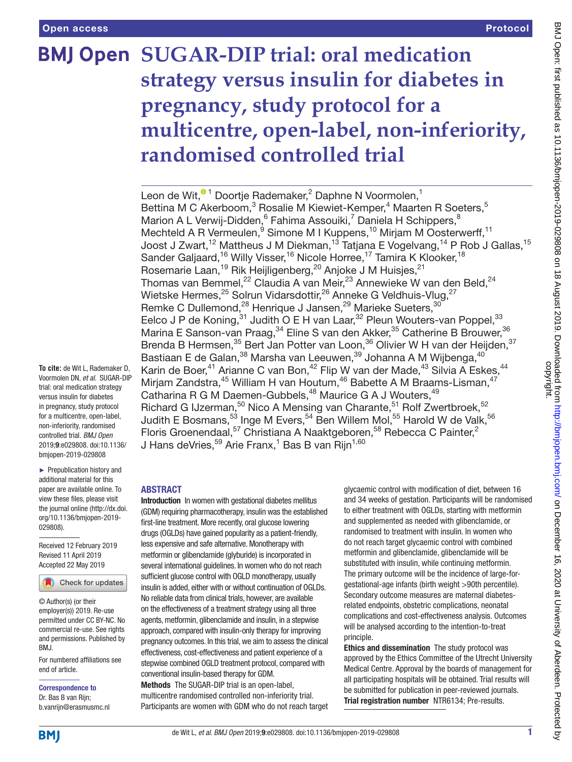# SUGAR-DIP trial: oral medication strategy versus insulin for diabetes in pregnancy, study protocol for a multicentre, open-label, non-inferiority, randomised controlled trial

Leon de Wit,[1] Doortje Rademaker,[2] Daphne N Voormolen,[1] Bettina M C Akerboom,[3] Rosalie M Kiewiet-Kemper,[4] Maarten R Soeters,[5] Marion A L Verwij-Didden,[6] Fahima Assouiki,[7] Daniela H Schippers,[8] Mechteld A R Vermeulen,[9] Simone M I Kuppens,[10] Mirjam M Oosterwerff,[11] Joost J Zwart,[12] Mattheus J M Diekman,[13] Tatjana E Vogelvang,[14] P Rob J Gallas,[15] Sander Galjaard,[16] Willy Visser,[16] Nicole Horree,[17] Tamira K Klooker,[18] Rosemarie Laan,[19] Rik Heijligenberg,[20] Anjoke J M Huisjes,[21] Thomas van Bemmel,[22] Claudia A van Meir,[23] Annewieke W van den Beld,[24] Wietske Hermes,[25] Solrun Vidarsdottir,[26] Anneke G Veldhuis-Vlug,[27] Remke C Dullemond,[28] Henrique J Jansen,[29] Marieke Sueters,[30] Eelco J P de Koning,[31] Judith O E H van Laar,[32] Pleun Wouters-van Poppel,[33] Marina E Sanson-van Praag,[34] Eline S van den Akker,[35] Catherine B Brouwer,[36] Brenda B Hermsen,[35] Bert Jan Potter van Loon,[36] Olivier W H van der Heijden,[37] Bastiaan E de Galan,[38] Marsha van Leeuwen,[39] Johanna A M Wijbenga,[40] Karin de Boer,[41] Arianne C van Bon,[42] Flip W van der Made,[43] Silvia A Eskes,[44] Mirjam Zandstra,[45] William H van Houtum,[46] Babette A M Braams-Lisman,[47] Catharina R G M Daemen-Gubbels,[48] Maurice G A J Wouters,[49] Richard G IJzerman,[50] Nico A Mensing van Charante,[51] Rolf Zwertbroek,[52] Judith E Bosmans,[53] Inge M Evers,[54] Ben Willem Mol,[55] Harold W de Valk,[56] Floris Groenendaal,[57] Christiana A Naaktgeboren,[58] Rebecca C Painter,[2] J Hans deVries,[59] Arie Franx,[1] Bas B van Rijn[1,60]

**To cite:** de Wit L, Rademaker D, Voormolen DN, *et al*. SUGAR-DIP trial: oral medication strategy versus insulin for diabetes in pregnancy, study protocol for a multicentre, open-label, non-inferiority, randomised controlled trial. *BMJ Open* 2019;**9**:e029808. doi:10.1136/bmjopen-2019-029808

► Prepublication history and additional material for this paper are available online. To view these files, please visit the journal online (http://dx.doi.org/10.1136/bmjopen-2019-029808).

Received 12 February 2019
Revised 11 April 2019
Accepted 22 May 2019

© Author(s) (or their employer(s)) 2019. Re-use permitted under CC BY-NC. No commercial re-use. See rights and permissions. Published by BMJ.

For numbered affiliations see end of article.

**Correspondence to**
Dr. Bas B van Rijn; b.vanrijn@erasmusmc.nl

## ABSTRACT

**Introduction** In women with gestational diabetes mellitus (GDM) requiring pharmacotherapy, insulin was the established first-line treatment. More recently, oral glucose lowering drugs (OGLDs) have gained popularity as a patient-friendly, less expensive and safe alternative. Monotherapy with metformin or glibenclamide (glyburide) is incorporated in several international guidelines. In women who do not reach sufficient glucose control with OGLD monotherapy, usually insulin is added, either with or without continuation of OGLDs. No reliable data from clinical trials, however, are available on the effectiveness of a treatment strategy using all three agents, metformin, glibenclamide and insulin, in a stepwise approach, compared with insulin-only therapy for improving pregnancy outcomes. In this trial, we aim to assess the clinical effectiveness, cost-effectiveness and patient experience of a stepwise combined OGLD treatment protocol, compared with conventional insulin-based therapy for GDM.

**Methods** The SUGAR-DIP trial is an open-label, multicentre randomised controlled non-inferiority trial. Participants are women with GDM who do not reach target glycaemic control with modification of diet, between 16 and 34 weeks of gestation. Participants will be randomised to either treatment with OGLDs, starting with metformin and supplemented as needed with glibenclamide, or randomised to treatment with insulin. In women who do not reach target glycaemic control with combined metformin and glibenclamide, glibenclamide will be substituted with insulin, while continuing metformin. The primary outcome will be the incidence of large-for-gestational-age infants (birth weight >90th percentile). Secondary outcome measures are maternal diabetes-related endpoints, obstetric complications, neonatal complications and cost-effectiveness analysis. Outcomes will be analysed according to the intention-to-treat principle.

**Ethics and dissemination** The study protocol was approved by the Ethics Committee of the Utrecht University Medical Centre. Approval by the boards of management for all participating hospitals will be obtained. Trial results will be submitted for publication in peer-reviewed journals.

**Trial registration number** NTR6134; Pre-results.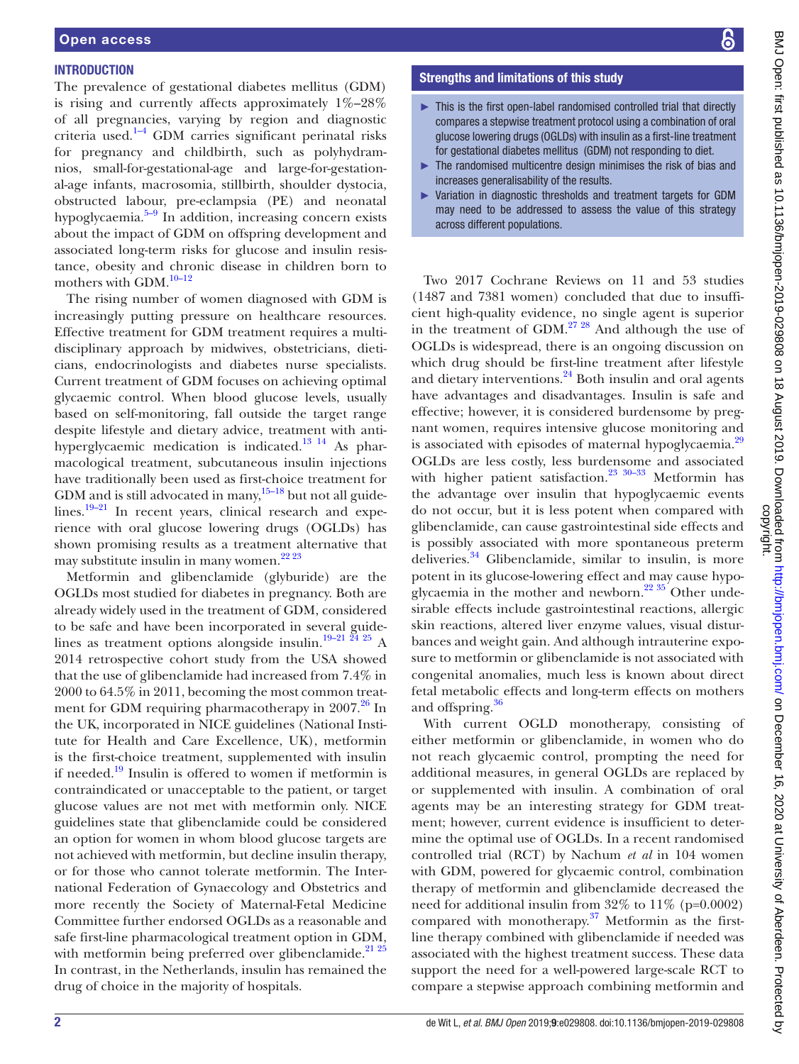## INTRODUCTION

The prevalence of gestational diabetes mellitus (GDM) is rising and currently affects approximately 1%–28% of all pregnancies, varying by region and diagnostic criteria used.[1–4] GDM carries significant perinatal risks for pregnancy and childbirth, such as polyhydramnios, small-for-gestational-age and large-for-gestational-age infants, macrosomia, stillbirth, shoulder dystocia, obstructed labour, pre-eclampsia (PE) and neonatal hypoglycaemia.[5–9] In addition, increasing concern exists about the impact of GDM on offspring development and associated long-term risks for glucose and insulin resistance, obesity and chronic disease in children born to mothers with GDM.[10–12]

The rising number of women diagnosed with GDM is increasingly putting pressure on healthcare resources. Effective treatment for GDM treatment requires a multidisciplinary approach by midwives, obstetricians, dieticians, endocrinologists and diabetes nurse specialists. Current treatment of GDM focuses on achieving optimal glycaemic control. When blood glucose levels, usually based on self-monitoring, fall outside the target range despite lifestyle and dietary advice, treatment with antihyperglycaemic medication is indicated.[13 14] As pharmacological treatment, subcutaneous insulin injections have traditionally been used as first-choice treatment for GDM and is still advocated in many,[15–18] but not all guidelines.[19–21] In recent years, clinical research and experience with oral glucose lowering drugs (OGLDs) has shown promising results as a treatment alternative that may substitute insulin in many women.[22 23]

Metformin and glibenclamide (glyburide) are the OGLDs most studied for diabetes in pregnancy. Both are already widely used in the treatment of GDM, considered to be safe and have been incorporated in several guidelines as treatment options alongside insulin.[19–21 24 25] A 2014 retrospective cohort study from the USA showed that the use of glibenclamide had increased from 7.4% in 2000 to 64.5% in 2011, becoming the most common treatment for GDM requiring pharmacotherapy in 2007.[26] In the UK, incorporated in NICE guidelines (National Institute for Health and Care Excellence, UK), metformin is the first-choice treatment, supplemented with insulin if needed.[19] Insulin is offered to women if metformin is contraindicated or unacceptable to the patient, or target glucose values are not met with metformin only. NICE guidelines state that glibenclamide could be considered an option for women in whom blood glucose targets are not achieved with metformin, but decline insulin therapy, or for those who cannot tolerate metformin. The International Federation of Gynaecology and Obstetrics and more recently the Society of Maternal-Fetal Medicine Committee further endorsed OGLDs as a reasonable and safe first-line pharmacological treatment option in GDM, with metformin being preferred over glibenclamide.[21 25] In contrast, in the Netherlands, insulin has remained the drug of choice in the majority of hospitals.

### Strengths and limitations of this study

- This is the first open-label randomised controlled trial that directly compares a stepwise treatment protocol using a combination of oral glucose lowering drugs (OGLDs) with insulin as a first-line treatment for gestational diabetes mellitus (GDM) not responding to diet.
- The randomised multicentre design minimises the risk of bias and increases generalisability of the results.
- Variation in diagnostic thresholds and treatment targets for GDM may need to be addressed to assess the value of this strategy across different populations.

Two 2017 Cochrane Reviews on 11 and 53 studies (1487 and 7381 women) concluded that due to insufficient high-quality evidence, no single agent is superior in the treatment of GDM.[27 28] And although the use of OGLDs is widespread, there is an ongoing discussion on which drug should be first-line treatment after lifestyle and dietary interventions.[24] Both insulin and oral agents have advantages and disadvantages. Insulin is safe and effective; however, it is considered burdensome by pregnant women, requires intensive glucose monitoring and is associated with episodes of maternal hypoglycaemia.[29] OGLDs are less costly, less burdensome and associated with higher patient satisfaction.[23 30–33] Metformin has the advantage over insulin that hypoglycaemic events do not occur, but it is less potent when compared with glibenclamide, can cause gastrointestinal side effects and is possibly associated with more spontaneous preterm deliveries.[34] Glibenclamide, similar to insulin, is more potent in its glucose-lowering effect and may cause hypoglycaemia in the mother and newborn.[22 35] Other undesirable effects include gastrointestinal reactions, allergic skin reactions, altered liver enzyme values, visual disturbances and weight gain. And although intrauterine exposure to metformin or glibenclamide is not associated with congenital anomalies, much less is known about direct fetal metabolic effects and long-term effects on mothers and offspring.[36]

With current OGLD monotherapy, consisting of either metformin or glibenclamide, in women who do not reach glycaemic control, prompting the need for additional measures, in general OGLDs are replaced by or supplemented with insulin. A combination of oral agents may be an interesting strategy for GDM treatment; however, current evidence is insufficient to determine the optimal use of OGLDs. In a recent randomised controlled trial (RCT) by Nachum *et al* in 104 women with GDM, powered for glycaemic control, combination therapy of metformin and glibenclamide decreased the need for additional insulin from 32% to 11% (p=0.0002) compared with monotherapy.[37] Metformin as the first-line therapy combined with glibenclamide if needed was associated with the highest treatment success. These data support the need for a well-powered large-scale RCT to compare a stepwise approach combining metformin and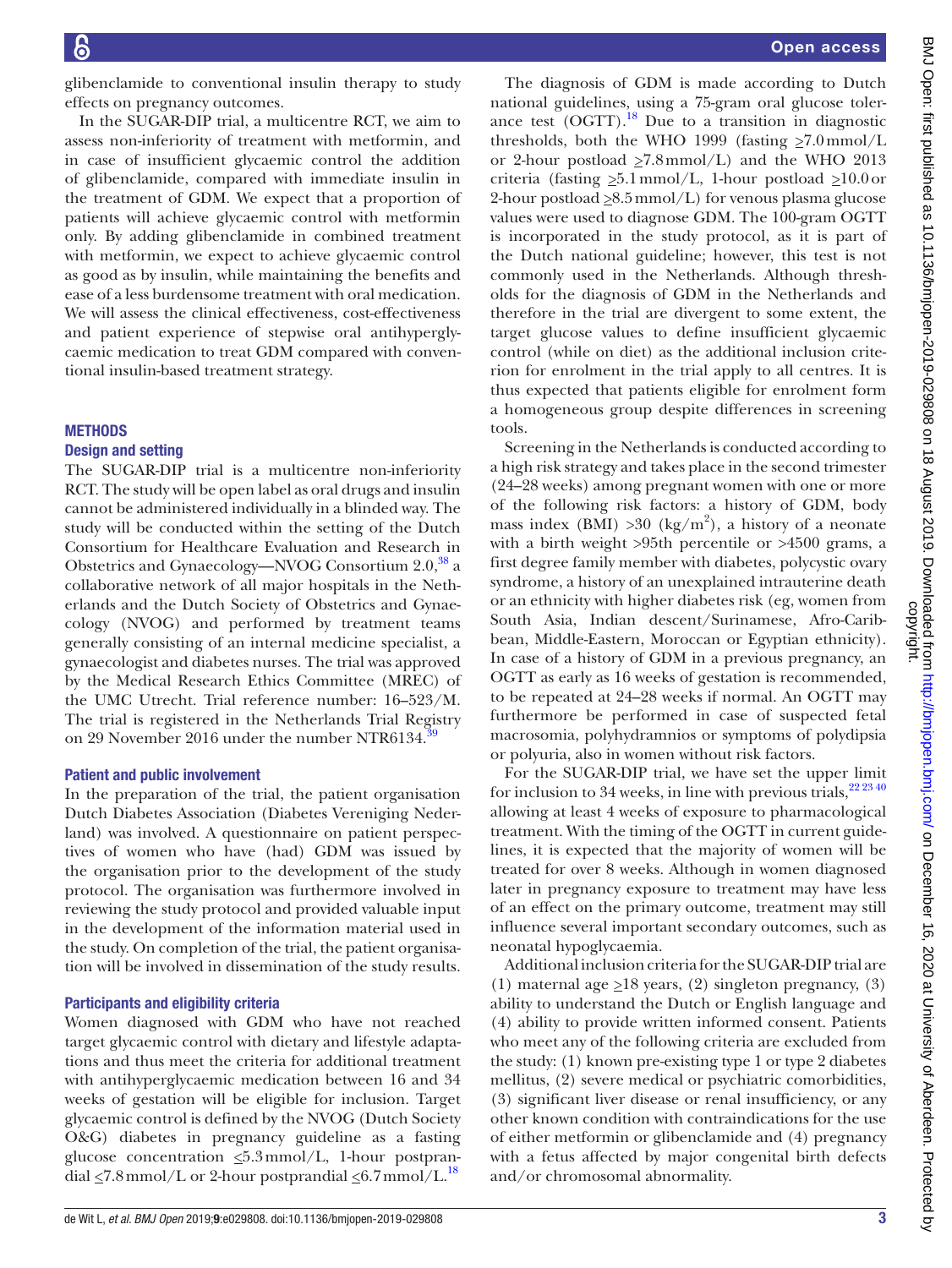glibenclamide to conventional insulin therapy to study effects on pregnancy outcomes.

In the SUGAR-DIP trial, a multicentre RCT, we aim to assess non-inferiority of treatment with metformin, and in case of insufficient glycaemic control the addition of glibenclamide, compared with immediate insulin in the treatment of GDM. We expect that a proportion of patients will achieve glycaemic control with metformin only. By adding glibenclamide in combined treatment with metformin, we expect to achieve glycaemic control as good as by insulin, while maintaining the benefits and ease of a less burdensome treatment with oral medication. We will assess the clinical effectiveness, cost-effectiveness and patient experience of stepwise oral antihyperglycaemic medication to treat GDM compared with conventional insulin-based treatment strategy.

## METHODS

### Design and setting

The SUGAR-DIP trial is a multicentre non-inferiority RCT. The study will be open label as oral drugs and insulin cannot be administered individually in a blinded way. The study will be conducted within the setting of the Dutch Consortium for Healthcare Evaluation and Research in Obstetrics and Gynaecology—NVOG Consortium 2.0,[38] a collaborative network of all major hospitals in the Netherlands and the Dutch Society of Obstetrics and Gynaecology (NVOG) and performed by treatment teams generally consisting of an internal medicine specialist, a gynaecologist and diabetes nurses. The trial was approved by the Medical Research Ethics Committee (MREC) of the UMC Utrecht. Trial reference number: 16–523/M. The trial is registered in the Netherlands Trial Registry on 29 November 2016 under the number NTR6134.[39]

### Patient and public involvement

In the preparation of the trial, the patient organisation Dutch Diabetes Association (Diabetes Vereniging Nederland) was involved. A questionnaire on patient perspectives of women who have (had) GDM was issued by the organisation prior to the development of the study protocol. The organisation was furthermore involved in reviewing the study protocol and provided valuable input in the development of the information material used in the study. On completion of the trial, the patient organisation will be involved in dissemination of the study results.

### Participants and eligibility criteria

Women diagnosed with GDM who have not reached target glycaemic control with dietary and lifestyle adaptations and thus meet the criteria for additional treatment with antihyperglycaemic medication between 16 and 34 weeks of gestation will be eligible for inclusion. Target glycaemic control is defined by the NVOG (Dutch Society O&G) diabetes in pregnancy guideline as a fasting glucose concentration ≤5.3 mmol/L, 1-hour postprandial ≤7.8 mmol/L or 2-hour postprandial ≤6.7 mmol/L.[18]

The diagnosis of GDM is made according to Dutch national guidelines, using a 75-gram oral glucose tolerance test (OGTT).[18] Due to a transition in diagnostic thresholds, both the WHO 1999 (fasting ≥7.0 mmol/L or 2-hour postload ≥7.8 mmol/L) and the WHO 2013 criteria (fasting ≥5.1 mmol/L, 1-hour postload ≥10.0 or 2-hour postload ≥8.5 mmol/L) for venous plasma glucose values were used to diagnose GDM. The 100-gram OGTT is incorporated in the study protocol, as it is part of the Dutch national guideline; however, this test is not commonly used in the Netherlands. Although thresholds for the diagnosis of GDM in the Netherlands and therefore in the trial are divergent to some extent, the target glucose values to define insufficient glycaemic control (while on diet) as the additional inclusion criterion for enrolment in the trial apply to all centres. It is thus expected that patients eligible for enrolment form a homogeneous group despite differences in screening tools.

Screening in the Netherlands is conducted according to a high risk strategy and takes place in the second trimester (24–28 weeks) among pregnant women with one or more of the following risk factors: a history of GDM, body mass index (BMI) >30 (kg/m$^2$), a history of a neonate with a birth weight >95th percentile or >4500 grams, a first degree family member with diabetes, polycystic ovary syndrome, a history of an unexplained intrauterine death or an ethnicity with higher diabetes risk (eg, women from South Asia, Indian descent/Surinamese, Afro-Caribbean, Middle-Eastern, Moroccan or Egyptian ethnicity). In case of a history of GDM in a previous pregnancy, an OGTT as early as 16 weeks of gestation is recommended, to be repeated at 24–28 weeks if normal. An OGTT may furthermore be performed in case of suspected fetal macrosomia, polyhydramnios or symptoms of polydipsia or polyuria, also in women without risk factors.

For the SUGAR-DIP trial, we have set the upper limit for inclusion to 34 weeks, in line with previous trials,[22 23 40] allowing at least 4 weeks of exposure to pharmacological treatment. With the timing of the OGTT in current guidelines, it is expected that the majority of women will be treated for over 8 weeks. Although in women diagnosed later in pregnancy exposure to treatment may have less of an effect on the primary outcome, treatment may still influence several important secondary outcomes, such as neonatal hypoglycaemia.

Additional inclusion criteria for the SUGAR-DIP trial are (1) maternal age ≥18 years, (2) singleton pregnancy, (3) ability to understand the Dutch or English language and (4) ability to provide written informed consent. Patients who meet any of the following criteria are excluded from the study: (1) known pre-existing type 1 or type 2 diabetes mellitus, (2) severe medical or psychiatric comorbidities, (3) significant liver disease or renal insufficiency, or any other known condition with contraindications for the use of either metformin or glibenclamide and (4) pregnancy with a fetus affected by major congenital birth defects and/or chromosomal abnormality.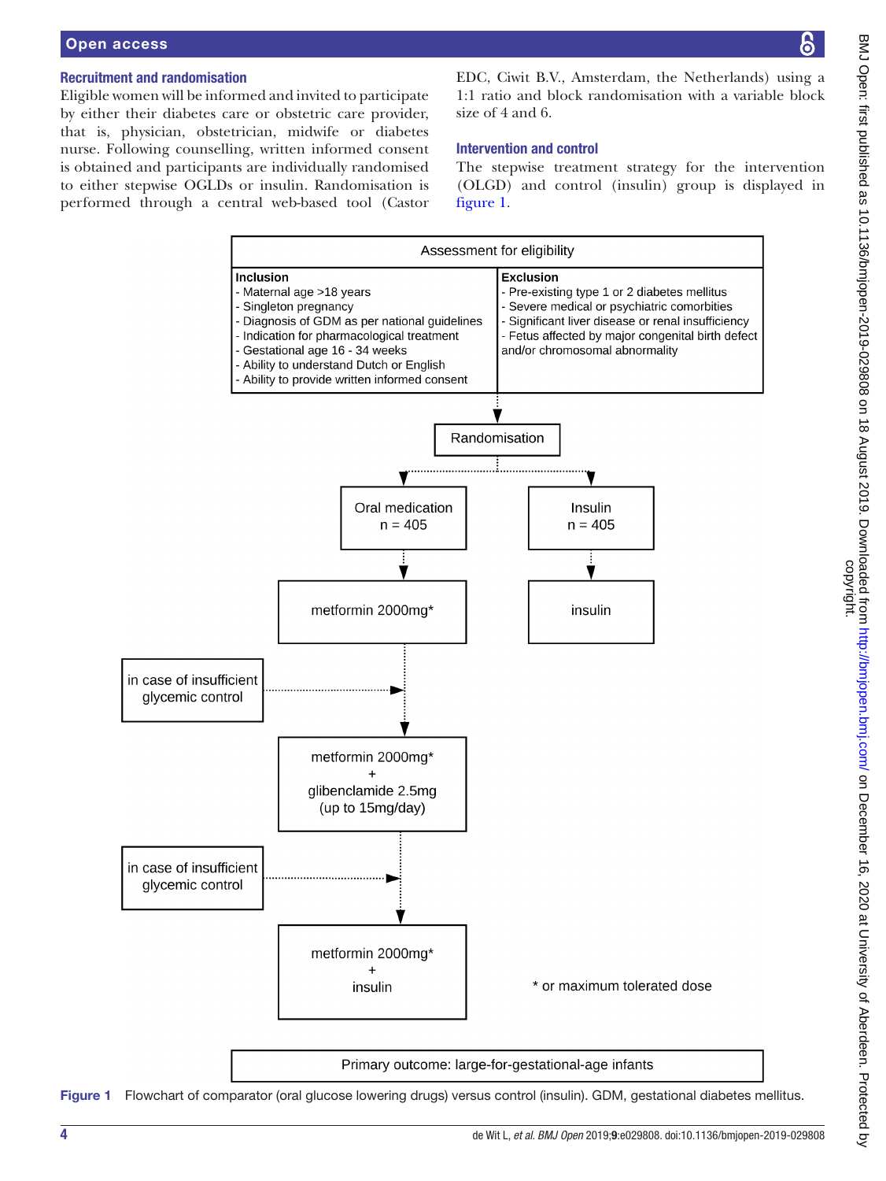### Recruitment and randomisation

Eligible women will be informed and invited to participate by either their diabetes care or obstetric care provider, that is, physician, obstetrician, midwife or diabetes nurse. Following counselling, written informed consent is obtained and participants are individually randomised to either stepwise OGLDs or insulin. Randomisation is performed through a central web-based tool (Castor EDC, Ciwit B.V., Amsterdam, the Netherlands) using a 1:1 ratio and block randomisation with a variable block size of 4 and 6.

### Intervention and control

The stepwise treatment strategy for the intervention (OLGD) and control (insulin) group is displayed in figure 1.

Assessment for eligibility

**Inclusion**
- Maternal age >18 years
- Singleton pregnancy
- Diagnosis of GDM as per national guidelines
- Indication for pharmacological treatment
- Gestational age 16 - 34 weeks
- Ability to understand Dutch or English
- Ability to provide written informed consent

**Exclusion**
- Pre-existing type 1 or 2 diabetes mellitus
- Severe medical or psychiatric comorbities
- Significant liver disease or renal insufficiency
- Fetus affected by major congenital birth defect and/or chromosomal abnormality

Randomisation

Oral medication n = 405 → metformin 2000mg* → (in case of insufficient glycemic control) → metformin 2000mg* + glibenclamide 2.5mg (up to 15mg/day) → (in case of insufficient glycemic control) → metformin 2000mg* + insulin

Insulin n = 405 → insulin

* or maximum tolerated dose

Primary outcome: large-for-gestational-age infants

Figure 1 Flowchart of comparator (oral glucose lowering drugs) versus control (insulin). GDM, gestational diabetes mellitus.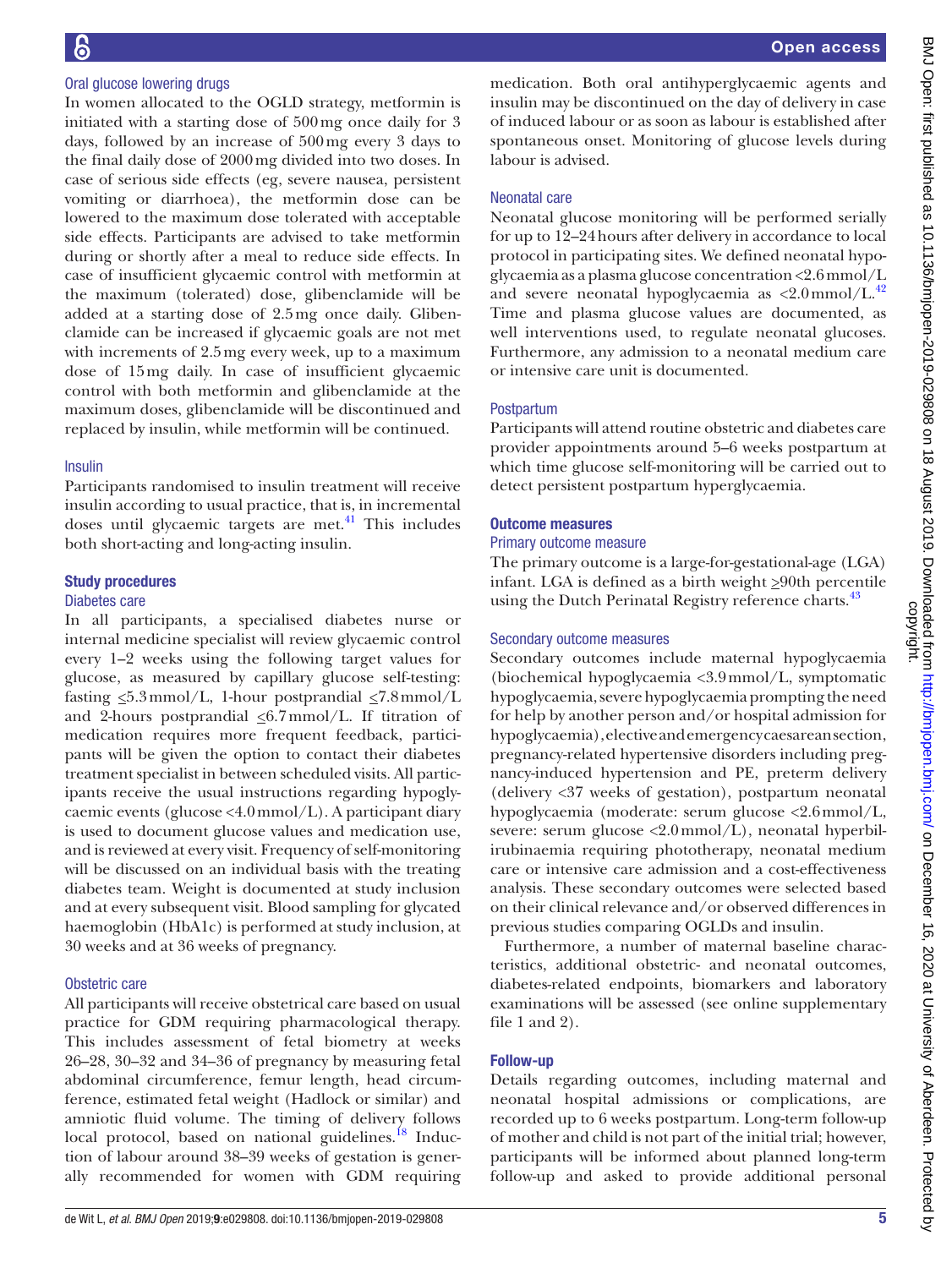### Oral glucose lowering drugs

In women allocated to the OGLD strategy, metformin is initiated with a starting dose of 500 mg once daily for 3 days, followed by an increase of 500 mg every 3 days to the final daily dose of 2000 mg divided into two doses. In case of serious side effects (eg, severe nausea, persistent vomiting or diarrhoea), the metformin dose can be lowered to the maximum dose tolerated with acceptable side effects. Participants are advised to take metformin during or shortly after a meal to reduce side effects. In case of insufficient glycaemic control with metformin at the maximum (tolerated) dose, glibenclamide will be added at a starting dose of 2.5 mg once daily. Glibenclamide can be increased if glycaemic goals are not met with increments of 2.5 mg every week, up to a maximum dose of 15 mg daily. In case of insufficient glycaemic control with both metformin and glibenclamide at the maximum doses, glibenclamide will be discontinued and replaced by insulin, while metformin will be continued.

### Insulin

Participants randomised to insulin treatment will receive insulin according to usual practice, that is, in incremental doses until glycaemic targets are met.[41] This includes both short-acting and long-acting insulin.

## Study procedures

### Diabetes care

In all participants, a specialised diabetes nurse or internal medicine specialist will review glycaemic control every 1–2 weeks using the following target values for glucose, as measured by capillary glucose self-testing: fasting ≤5.3 mmol/L, 1-hour postprandial ≤7.8 mmol/L and 2-hours postprandial ≤6.7 mmol/L. If titration of medication requires more frequent feedback, participants will be given the option to contact their diabetes treatment specialist in between scheduled visits. All participants receive the usual instructions regarding hypoglycaemic events (glucose <4.0 mmol/L). A participant diary is used to document glucose values and medication use, and is reviewed at every visit. Frequency of self-monitoring will be discussed on an individual basis with the treating diabetes team. Weight is documented at study inclusion and at every subsequent visit. Blood sampling for glycated haemoglobin (HbA1c) is performed at study inclusion, at 30 weeks and at 36 weeks of pregnancy.

### Obstetric care

All participants will receive obstetrical care based on usual practice for GDM requiring pharmacological therapy. This includes assessment of fetal biometry at weeks 26–28, 30–32 and 34–36 of pregnancy by measuring fetal abdominal circumference, femur length, head circumference, estimated fetal weight (Hadlock or similar) and amniotic fluid volume. The timing of delivery follows local protocol, based on national guidelines.[18] Induction of labour around 38–39 weeks of gestation is generally recommended for women with GDM requiring medication. Both oral antihyperglycaemic agents and insulin may be discontinued on the day of delivery in case of induced labour or as soon as labour is established after spontaneous onset. Monitoring of glucose levels during labour is advised.

### Neonatal care

Neonatal glucose monitoring will be performed serially for up to 12–24 hours after delivery in accordance to local protocol in participating sites. We defined neonatal hypoglycaemia as a plasma glucose concentration <2.6 mmol/L and severe neonatal hypoglycaemia as <2.0 mmol/L.[42] Time and plasma glucose values are documented, as well interventions used, to regulate neonatal glucoses. Furthermore, any admission to a neonatal medium care or intensive care unit is documented.

### Postpartum

Participants will attend routine obstetric and diabetes care provider appointments around 5–6 weeks postpartum at which time glucose self-monitoring will be carried out to detect persistent postpartum hyperglycaemia.

## Outcome measures

### Primary outcome measure

The primary outcome is a large-for-gestational-age (LGA) infant. LGA is defined as a birth weight ≥90th percentile using the Dutch Perinatal Registry reference charts.[43]

### Secondary outcome measures

Secondary outcomes include maternal hypoglycaemia (biochemical hypoglycaemia <3.9 mmol/L, symptomatic hypoglycaemia, severe hypoglycaemia prompting the need for help by another person and/or hospital admission for hypoglycaemia), elective and emergency caesarean section, pregnancy-related hypertensive disorders including pregnancy-induced hypertension and PE, preterm delivery (delivery <37 weeks of gestation), postpartum neonatal hypoglycaemia (moderate: serum glucose <2.6 mmol/L, severe: serum glucose <2.0 mmol/L), neonatal hyperbilirubinaemia requiring phototherapy, neonatal medium care or intensive care admission and a cost-effectiveness analysis. These secondary outcomes were selected based on their clinical relevance and/or observed differences in previous studies comparing OGLDs and insulin.

Furthermore, a number of maternal baseline characteristics, additional obstetric- and neonatal outcomes, diabetes-related endpoints, biomarkers and laboratory examinations will be assessed (see online supplementary file 1 and 2).

## Follow-up

Details regarding outcomes, including maternal and neonatal hospital admissions or complications, are recorded up to 6 weeks postpartum. Long-term follow-up of mother and child is not part of the initial trial; however, participants will be informed about planned long-term follow-up and asked to provide additional personal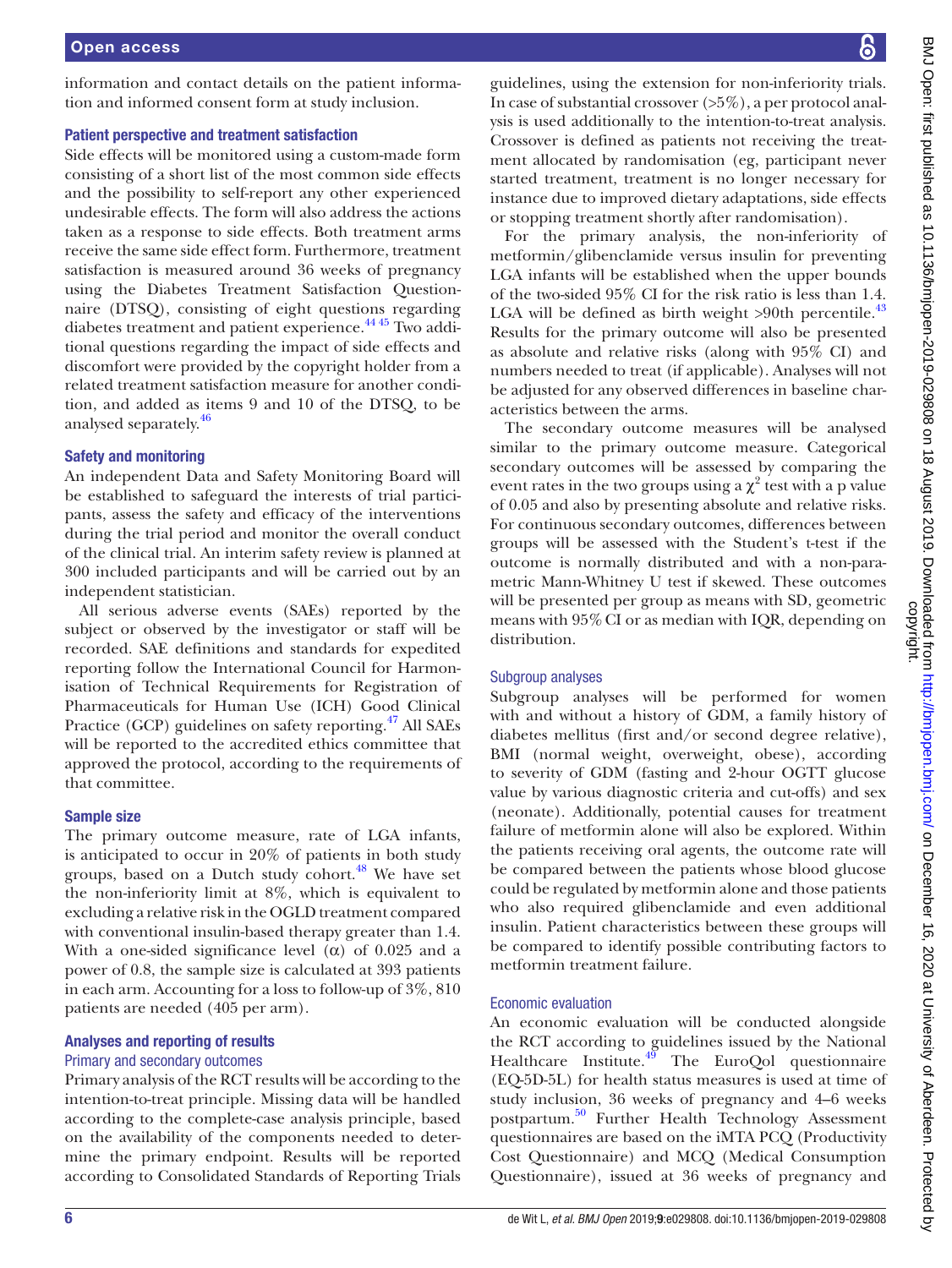information and contact details on the patient information and informed consent form at study inclusion.

### Patient perspective and treatment satisfaction

Side effects will be monitored using a custom-made form consisting of a short list of the most common side effects and the possibility to self-report any other experienced undesirable effects. The form will also address the actions taken as a response to side effects. Both treatment arms receive the same side effect form. Furthermore, treatment satisfaction is measured around 36 weeks of pregnancy using the Diabetes Treatment Satisfaction Questionnaire (DTSQ), consisting of eight questions regarding diabetes treatment and patient experience.[44 45] Two additional questions regarding the impact of side effects and discomfort were provided by the copyright holder from a related treatment satisfaction measure for another condition, and added as items 9 and 10 of the DTSQ, to be analysed separately.[46]

### Safety and monitoring

An independent Data and Safety Monitoring Board will be established to safeguard the interests of trial participants, assess the safety and efficacy of the interventions during the trial period and monitor the overall conduct of the clinical trial. An interim safety review is planned at 300 included participants and will be carried out by an independent statistician.

All serious adverse events (SAEs) reported by the subject or observed by the investigator or staff will be recorded. SAE definitions and standards for expedited reporting follow the International Council for Harmonisation of Technical Requirements for Registration of Pharmaceuticals for Human Use (ICH) Good Clinical Practice (GCP) guidelines on safety reporting.[47] All SAEs will be reported to the accredited ethics committee that approved the protocol, according to the requirements of that committee.

### Sample size

The primary outcome measure, rate of LGA infants, is anticipated to occur in 20% of patients in both study groups, based on a Dutch study cohort.[48] We have set the non-inferiority limit at 8%, which is equivalent to excluding a relative risk in the OGLD treatment compared with conventional insulin-based therapy greater than 1.4. With a one-sided significance level ($\alpha$) of 0.025 and a power of 0.8, the sample size is calculated at 393 patients in each arm. Accounting for a loss to follow-up of 3%, 810 patients are needed (405 per arm).

### Analyses and reporting of results

#### Primary and secondary outcomes

Primary analysis of the RCT results will be according to the intention-to-treat principle. Missing data will be handled according to the complete-case analysis principle, based on the availability of the components needed to determine the primary endpoint. Results will be reported according to Consolidated Standards of Reporting Trials guidelines, using the extension for non-inferiority trials. In case of substantial crossover (>5%), a per protocol analysis is used additionally to the intention-to-treat analysis. Crossover is defined as patients not receiving the treatment allocated by randomisation (eg, participant never started treatment, treatment is no longer necessary for instance due to improved dietary adaptations, side effects or stopping treatment shortly after randomisation).

For the primary analysis, the non-inferiority of metformin/glibenclamide versus insulin for preventing LGA infants will be established when the upper bounds of the two-sided 95% CI for the risk ratio is less than 1.4. LGA will be defined as birth weight >90th percentile.[43] Results for the primary outcome will also be presented as absolute and relative risks (along with 95% CI) and numbers needed to treat (if applicable). Analyses will not be adjusted for any observed differences in baseline characteristics between the arms.

The secondary outcome measures will be analysed similar to the primary outcome measure. Categorical secondary outcomes will be assessed by comparing the event rates in the two groups using a $\chi^2$ test with a p value of 0.05 and also by presenting absolute and relative risks. For continuous secondary outcomes, differences between groups will be assessed with the Student's t-test if the outcome is normally distributed and with a non-parametric Mann-Whitney U test if skewed. These outcomes will be presented per group as means with SD, geometric means with 95% CI or as median with IQR, depending on distribution.

#### Subgroup analyses

Subgroup analyses will be performed for women with and without a history of GDM, a family history of diabetes mellitus (first and/or second degree relative), BMI (normal weight, overweight, obese), according to severity of GDM (fasting and 2-hour OGTT glucose value by various diagnostic criteria and cut-offs) and sex (neonate). Additionally, potential causes for treatment failure of metformin alone will also be explored. Within the patients receiving oral agents, the outcome rate will be compared between the patients whose blood glucose could be regulated by metformin alone and those patients who also required glibenclamide and even additional insulin. Patient characteristics between these groups will be compared to identify possible contributing factors to metformin treatment failure.

#### Economic evaluation

An economic evaluation will be conducted alongside the RCT according to guidelines issued by the National Healthcare Institute.[49] The EuroQol questionnaire (EQ-5D-5L) for health status measures is used at time of study inclusion, 36 weeks of pregnancy and 4–6 weeks postpartum.[50] Further Health Technology Assessment questionnaires are based on the iMTA PCQ (Productivity Cost Questionnaire) and MCQ (Medical Consumption Questionnaire), issued at 36 weeks of pregnancy and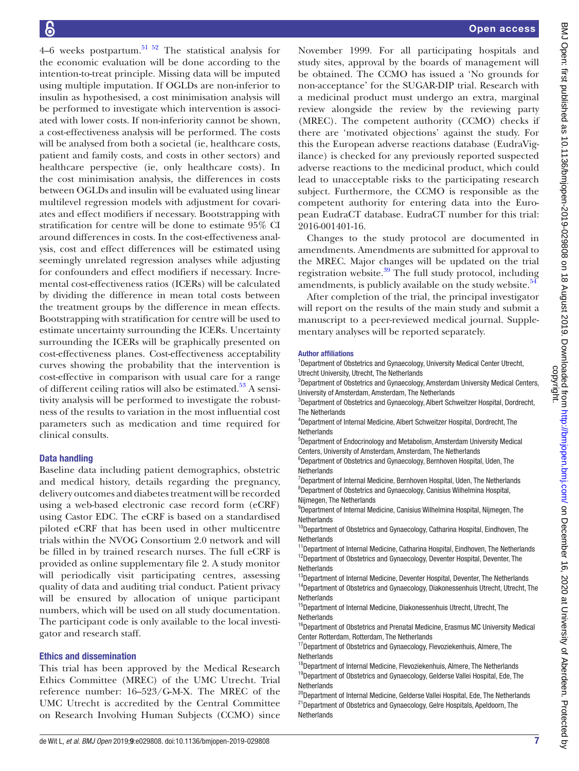4–6 weeks postpartum.[51 52] The statistical analysis for the economic evaluation will be done according to the intention-to-treat principle. Missing data will be imputed using multiple imputation. If OGLDs are non-inferior to insulin as hypothesised, a cost minimisation analysis will be performed to investigate which intervention is associated with lower costs. If non-inferiority cannot be shown, a cost-effectiveness analysis will be performed. The costs will be analysed from both a societal (ie, healthcare costs, patient and family costs, and costs in other sectors) and healthcare perspective (ie, only healthcare costs). In the cost minimisation analysis, the differences in costs between OGLDs and insulin will be evaluated using linear multilevel regression models with adjustment for covariates and effect modifiers if necessary. Bootstrapping with stratification for centre will be done to estimate 95% CI around differences in costs. In the cost-effectiveness analysis, cost and effect differences will be estimated using seemingly unrelated regression analyses while adjusting for confounders and effect modifiers if necessary. Incremental cost-effectiveness ratios (ICERs) will be calculated by dividing the difference in mean total costs between the treatment groups by the difference in mean effects. Bootstrapping with stratification for centre will be used to estimate uncertainty surrounding the ICERs. Uncertainty surrounding the ICERs will be graphically presented on cost-effectiveness planes. Cost-effectiveness acceptability curves showing the probability that the intervention is cost-effective in comparison with usual care for a range of different ceiling ratios will also be estimated.[53] A sensitivity analysis will be performed to investigate the robustness of the results to variation in the most influential cost parameters such as medication and time required for clinical consults.

### Data handling

Baseline data including patient demographics, obstetric and medical history, details regarding the pregnancy, delivery outcomes and diabetes treatment will be recorded using a web-based electronic case record form (eCRF) using Castor EDC. The eCRF is based on a standardised piloted eCRF that has been used in other multicentre trials within the NVOG Consortium 2.0 network and will be filled in by trained research nurses. The full eCRF is provided as online supplementary file 2. A study monitor will periodically visit participating centres, assessing quality of data and auditing trial conduct. Patient privacy will be ensured by allocation of unique participant numbers, which will be used on all study documentation. The participant code is only available to the local investigator and research staff.

### Ethics and dissemination

This trial has been approved by the Medical Research Ethics Committee (MREC) of the UMC Utrecht. Trial reference number: 16–523/G-M-X. The MREC of the UMC Utrecht is accredited by the Central Committee on Research Involving Human Subjects (CCMO) since November 1999. For all participating hospitals and study sites, approval by the boards of management will be obtained. The CCMO has issued a 'No grounds for non-acceptance' for the SUGAR-DIP trial. Research with a medicinal product must undergo an extra, marginal review alongside the review by the reviewing party (MREC). The competent authority (CCMO) checks if there are 'motivated objections' against the study. For this the European adverse reactions database (EudraVigilance) is checked for any previously reported suspected adverse reactions to the medicinal product, which could lead to unacceptable risks to the participating research subject. Furthermore, the CCMO is responsible as the competent authority for entering data into the European EudraCT database. EudraCT number for this trial: 2016-001401-16.

Changes to the study protocol are documented in amendments. Amendments are submitted for approval to the MREC. Major changes will be updated on the trial registration website.[39] The full study protocol, including amendments, is publicly available on the study website.[54]

After completion of the trial, the principal investigator will report on the results of the main study and submit a manuscript to a peer-reviewed medical journal. Supplementary analyses will be reported separately.

#### Author affiliations

[1]Department of Obstetrics and Gynaecology, University Medical Center Utrecht, Utrecht University, Utrecht, The Netherlands
[2]Department of Obstetrics and Gynaecology, Amsterdam University Medical Centers, University of Amsterdam, Amsterdam, The Netherlands
[3]Department of Obstetrics and Gynaecology, Albert Schweitzer Hospital, Dordrecht, The Netherlands
[4]Department of Internal Medicine, Albert Schweitzer Hospital, Dordrecht, The Netherlands
[5]Department of Endocrinology and Metabolism, Amsterdam University Medical Centers, University of Amsterdam, Amsterdam, The Netherlands
[6]Department of Obstetrics and Gynaecology, Bernhoven Hospital, Uden, The Netherlands
[7]Department of Internal Medicine, Bernhoven Hospital, Uden, The Netherlands
[8]Department of Obstetrics and Gynaecology, Canisius Wilhelmina Hospital, Nijmegen, The Netherlands
[9]Department of Internal Medicine, Canisius Wilhelmina Hospital, Nijmegen, The Netherlands
[10]Department of Obstetrics and Gynaecology, Catharina Hospital, Eindhoven, The Netherlands
[11]Department of Internal Medicine, Catharina Hospital, Eindhoven, The Netherlands
[12]Department of Obstetrics and Gynaecology, Deventer Hospital, Deventer, The Netherlands
[13]Department of Internal Medicine, Deventer Hospital, Deventer, The Netherlands
[14]Department of Obstetrics and Gynaecology, Diakonessenhuis Utrecht, Utrecht, The Netherlands
[15]Department of Internal Medicine, Diakonessenhuis Utrecht, Utrecht, The Netherlands
[16]Department of Obstetrics and Prenatal Medicine, Erasmus MC University Medical Center Rotterdam, Rotterdam, The Netherlands
[17]Department of Obstetrics and Gynaecology, Flevoziekenhuis, Almere, The Netherlands
[18]Department of Internal Medicine, Flevoziekenhuis, Almere, The Netherlands
[19]Department of Obstetrics and Gynaecology, Gelderse Vallei Hospital, Ede, The Netherlands
[20]Department of Internal Medicine, Gelderse Vallei Hospital, Ede, The Netherlands
[21]Department of Obstetrics and Gynaecology, Gelre Hospitals, Apeldoorn, The Netherlands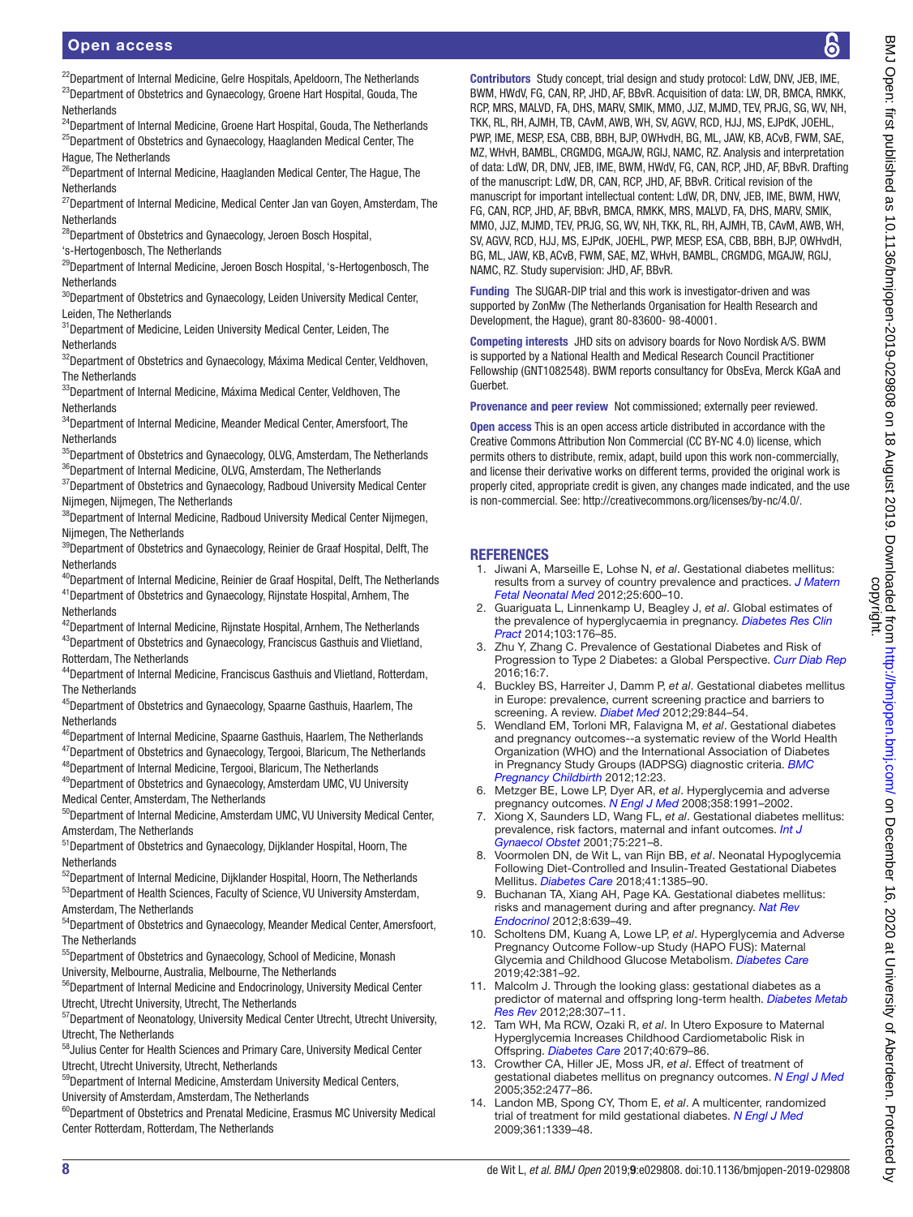[22]Department of Internal Medicine, Gelre Hospitals, Apeldoorn, The Netherlands
[23]Department of Obstetrics and Gynaecology, Groene Hart Hospital, Gouda, The Netherlands
[24]Department of Internal Medicine, Groene Hart Hospital, Gouda, The Netherlands
[25]Department of Obstetrics and Gynaecology, Haaglanden Medical Center, The Hague, The Netherlands
[26]Department of Internal Medicine, Haaglanden Medical Center, The Hague, The Netherlands
[27]Department of Internal Medicine, Medical Center Jan van Goyen, Amsterdam, The Netherlands
[28]Department of Obstetrics and Gynaecology, Jeroen Bosch Hospital, 's-Hertogenbosch, The Netherlands
[29]Department of Internal Medicine, Jeroen Bosch Hospital, 's-Hertogenbosch, The Netherlands
[30]Department of Obstetrics and Gynaecology, Leiden University Medical Center, Leiden, The Netherlands
[31]Department of Medicine, Leiden University Medical Center, Leiden, The Netherlands
[32]Department of Obstetrics and Gynaecology, Máxima Medical Center, Veldhoven, The Netherlands
[33]Department of Internal Medicine, Máxima Medical Center, Veldhoven, The Netherlands
[34]Department of Internal Medicine, Meander Medical Center, Amersfoort, The Netherlands
[35]Department of Obstetrics and Gynaecology, OLVG, Amsterdam, The Netherlands
[36]Department of Internal Medicine, OLVG, Amsterdam, The Netherlands
[37]Department of Obstetrics and Gynaecology, Radboud University Medical Center Nijmegen, Nijmegen, The Netherlands
[38]Department of Internal Medicine, Radboud University Medical Center Nijmegen, Nijmegen, The Netherlands
[39]Department of Obstetrics and Gynaecology, Reinier de Graaf Hospital, Delft, The Netherlands
[40]Department of Internal Medicine, Reinier de Graaf Hospital, Delft, The Netherlands
[41]Department of Obstetrics and Gynaecology, Rijnstate Hospital, Arnhem, The Netherlands
[42]Department of Internal Medicine, Rijnstate Hospital, Arnhem, The Netherlands
[43]Department of Obstetrics and Gynaecology, Franciscus Gasthuis and Vlietland, Rotterdam, The Netherlands
[44]Department of Internal Medicine, Franciscus Gasthuis and Vlietland, Rotterdam, The Netherlands
[45]Department of Obstetrics and Gynaecology, Spaarne Gasthuis, Haarlem, The Netherlands
[46]Department of Internal Medicine, Spaarne Gasthuis, Haarlem, The Netherlands
[47]Department of Obstetrics and Gynaecology, Tergooi, Blaricum, The Netherlands
[48]Department of Internal Medicine, Tergooi, Blaricum, The Netherlands
[49]Department of Obstetrics and Gynaecology, Amsterdam UMC, VU University Medical Center, Amsterdam, The Netherlands
[50]Department of Internal Medicine, Amsterdam UMC, VU University Medical Center, Amsterdam, The Netherlands
[51]Department of Obstetrics and Gynaecology, Dijklander Hospital, Hoorn, The Netherlands
[52]Department of Internal Medicine, Dijklander Hospital, Hoorn, The Netherlands
[53]Department of Health Sciences, Faculty of Science, VU University Amsterdam, Amsterdam, The Netherlands
[54]Department of Obstetrics and Gynaecology, Meander Medical Center, Amersfoort, The Netherlands
[55]Department of Obstetrics and Gynaecology, School of Medicine, Monash University, Melbourne, Australia, Melbourne, The Netherlands
[56]Department of Internal Medicine and Endocrinology, University Medical Center Utrecht, Utrecht University, Utrecht, The Netherlands
[57]Department of Neonatology, University Medical Center Utrecht, Utrecht University, Utrecht, The Netherlands
[58]Julius Center for Health Sciences and Primary Care, University Medical Center Utrecht, Utrecht University, Utrecht, Netherlands
[59]Department of Internal Medicine, Amsterdam University Medical Centers, University of Amsterdam, Amsterdam, The Netherlands
[60]Department of Obstetrics and Prenatal Medicine, Erasmus MC University Medical Center Rotterdam, Rotterdam, The Netherlands

**Contributors** Study concept, trial design and study protocol: LdW, DNV, JEB, IME, BWM, HWdV, FG, CAN, RP, JHD, AF, BBvR. Acquisition of data: LW, DR, BMCA, RMKK, RCP, MRS, MALVD, FA, DHS, MARV, SMIK, MMO, JJZ, MJMD, TEV, PRJG, SG, WV, NH, TKK, RL, RH, AJMH, TB, CAvM, AWB, WH, SV, AGVV, RCD, HJJ, MS, EJPdK, JOEHL, PWP, IME, MESP, ESA, CBB, BBH, BJP, OWHvdH, BG, ML, JAW, KB, ACvB, FWM, SAE, MZ, WHvH, BAMBL, CRGMDG, MGAJW, RGIJ, NAMC, RZ. Analysis and interpretation of data: LdW, DR, DNV, JEB, IME, BWM, HWdV, FG, CAN, RCP, JHD, AF, BBvR. Drafting of the manuscript: LdW, DR, CAN, RCP, JHD, AF, BBvR. Critical revision of the manuscript for important intellectual content: LdW, DR, DNV, JEB, IME, BWM, HWV, FG, CAN, RCP, JHD, AF, BBvR, BMCA, RMKK, MRS, MALVD, FA, DHS, MARV, SMIK, MMO, JJZ, MJMD, TEV, PRJG, SG, WV, NH, TKK, RL, RH, AJMH, TB, CAvM, AWB, WH, SV, AGVV, RCD, HJJ, MS, EJPdK, JOEHL, PWP, MESP, ESA, CBB, BBH, BJP, OWHvdH, BG, ML, JAW, KB, ACvB, FWM, SAE, MZ, WHvH, BAMBL, CRGMDG, MGAJW, RGIJ, NAMC, RZ. Study supervision: JHD, AF, BBvR.

**Funding** The SUGAR-DIP trial and this work is investigator-driven and was supported by ZonMw (The Netherlands Organisation for Health Research and Development, the Hague), grant 80-83600- 98-40001.

**Competing interests** JHD sits on advisory boards for Novo Nordisk A/S. BWM is supported by a National Health and Medical Research Council Practitioner Fellowship (GNT1082548). BWM reports consultancy for ObsEva, Merck KGaA and Guerbet.

**Provenance and peer review** Not commissioned; externally peer reviewed.

**Open access** This is an open access article distributed in accordance with the Creative Commons Attribution Non Commercial (CC BY-NC 4.0) license, which permits others to distribute, remix, adapt, build upon this work non-commercially, and license their derivative works on different terms, provided the original work is properly cited, appropriate credit is given, any changes made indicated, and the use is non-commercial. See: http://creativecommons.org/licenses/by-nc/4.0/.

## REFERENCES

1. Jiwani A, Marseille E, Lohse N, *et al*. Gestational diabetes mellitus: results from a survey of country prevalence and practices. *J Matern Fetal Neonatal Med* 2012;25:600–10.
2. Guariguata L, Linnenkamp U, Beagley J, *et al*. Global estimates of the prevalence of hyperglycaemia in pregnancy. *Diabetes Res Clin Pract* 2014;103:176–85.
3. Zhu Y, Zhang C. Prevalence of Gestational Diabetes and Risk of Progression to Type 2 Diabetes: a Global Perspective. *Curr Diab Rep* 2016;16:7.
4. Buckley BS, Harreiter J, Damm P, *et al*. Gestational diabetes mellitus in Europe: prevalence, current screening practice and barriers to screening. A review. *Diabet Med* 2012;29:844–54.
5. Wendland EM, Torloni MR, Falavigna M, *et al*. Gestational diabetes and pregnancy outcomes--a systematic review of the World Health Organization (WHO) and the International Association of Diabetes in Pregnancy Study Groups (IADPSG) diagnostic criteria. *BMC Pregnancy Childbirth* 2012;12:23.
6. Metzger BE, Lowe LP, Dyer AR, *et al*. Hyperglycemia and adverse pregnancy outcomes. *N Engl J Med* 2008;358:1991–2002.
7. Xiong X, Saunders LD, Wang FL, *et al*. Gestational diabetes mellitus: prevalence, risk factors, maternal and infant outcomes. *Int J Gynaecol Obstet* 2001;75:221–8.
8. Voormolen DN, de Wit L, van Rijn BB, *et al*. Neonatal Hypoglycemia Following Diet-Controlled and Insulin-Treated Gestational Diabetes Mellitus. *Diabetes Care* 2018;41:1385–90.
9. Buchanan TA, Xiang AH, Page KA. Gestational diabetes mellitus: risks and management during and after pregnancy. *Nat Rev Endocrinol* 2012;8:639–49.
10. Scholtens DM, Kuang A, Lowe LP, *et al*. Hyperglycemia and Adverse Pregnancy Outcome Follow-up Study (HAPO FUS): Maternal Glycemia and Childhood Glucose Metabolism. *Diabetes Care* 2019;42:381–92.
11. Malcolm J. Through the looking glass: gestational diabetes as a predictor of maternal and offspring long-term health. *Diabetes Metab Res Rev* 2012;28:307–11.
12. Tam WH, Ma RCW, Ozaki R, *et al*. In Utero Exposure to Maternal Hyperglycemia Increases Childhood Cardiometabolic Risk in Offspring. *Diabetes Care* 2017;40:679–86.
13. Crowther CA, Hiller JE, Moss JR, *et al*. Effect of treatment of gestational diabetes mellitus on pregnancy outcomes. *N Engl J Med* 2005;352:2477–86.
14. Landon MB, Spong CY, Thom E, *et al*. A multicenter, randomized trial of treatment for mild gestational diabetes. *N Engl J Med* 2009;361:1339–48.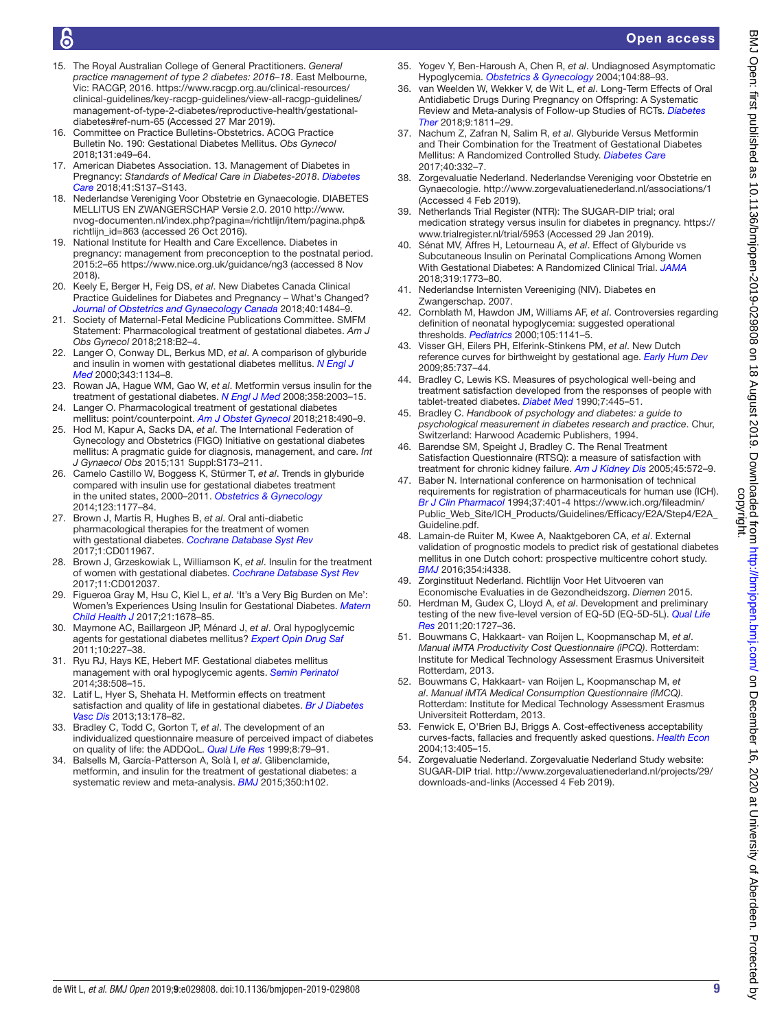15. The Royal Australian College of General Practitioners. *General practice management of type 2 diabetes: 2016–18*. East Melbourne, Vic: RACGP, 2016. https://www.racgp.org.au/clinical-resources/clinical-guidelines/key-racgp-guidelines/view-all-racgp-guidelines/management-of-type-2-diabetes/reproductive-health/gestational-diabetes#ref-num-65 (Accessed 27 Mar 2019).
16. Committee on Practice Bulletins-Obstetrics. ACOG Practice Bulletin No. 190: Gestational Diabetes Mellitus. *Obs Gynecol* 2018;131:e49–64.
17. American Diabetes Association. 13. Management of Diabetes in Pregnancy: *Standards of Medical Care in Diabetes-2018*. *Diabetes Care* 2018;41:S137–S143.
18. Nederlandse Vereniging Voor Obstetrie en Gynaecologie. DIABETES MELLITUS EN ZWANGERSCHAP Versie 2.0. 2010 http://www.nvog-documenten.nl/index.php?pagina=/richtlijn/item/pagina.php&richtlijn_id=863 (accessed 26 Oct 2016).
19. National Institute for Health and Care Excellence. Diabetes in pregnancy: management from preconception to the postnatal period. 2015:2–65 https://www.nice.org.uk/guidance/ng3 (accessed 8 Nov 2018).
20. Keely E, Berger H, Feig DS, *et al*. New Diabetes Canada Clinical Practice Guidelines for Diabetes and Pregnancy – What's Changed? *Journal of Obstetrics and Gynaecology Canada* 2018;40:1484–9.
21. Society of Maternal-Fetal Medicine Publications Committee. SMFM Statement: Pharmacological treatment of gestational diabetes. *Am J Obs Gynecol* 2018;218:B2–4.
22. Langer O, Conway DL, Berkus MD, *et al*. A comparison of glyburide and insulin in women with gestational diabetes mellitus. *N Engl J Med* 2000;343:1134–8.
23. Rowan JA, Hague WM, Gao W, *et al*. Metformin versus insulin for the treatment of gestational diabetes. *N Engl J Med* 2008;358:2003–15.
24. Langer O. Pharmacological treatment of gestational diabetes mellitus: point/counterpoint. *Am J Obstet Gynecol* 2018;218:490–9.
25. Hod M, Kapur A, Sacks DA, *et al*. The International Federation of Gynecology and Obstetrics (FIGO) Initiative on gestational diabetes mellitus: A pragmatic guide for diagnosis, management, and care. *Int J Gynaecol Obs* 2015;131 Suppl:S173–211.
26. Camelo Castillo W, Boggess K, Stürmer T, *et al*. Trends in glyburide compared with insulin use for gestational diabetes treatment in the united states, 2000–2011. *Obstetrics & Gynecology* 2014;123:1177–84.
27. Brown J, Martis R, Hughes B, *et al*. Oral anti-diabetic pharmacological therapies for the treatment of women with gestational diabetes. *Cochrane Database Syst Rev* 2017;1:CD011967.
28. Brown J, Grzeskowiak L, Williamson K, *et al*. Insulin for the treatment of women with gestational diabetes. *Cochrane Database Syst Rev* 2017;11:CD012037.
29. Figueroa Gray M, Hsu C, Kiel L, *et al*. 'It's a Very Big Burden on Me': Women's Experiences Using Insulin for Gestational Diabetes. *Matern Child Health J* 2017;21:1678–85.
30. Maymone AC, Baillargeon JP, Ménard J, *et al*. Oral hypoglycemic agents for gestational diabetes mellitus? *Expert Opin Drug Saf* 2011;10:227–38.
31. Ryu RJ, Hays KE, Hebert MF. Gestational diabetes mellitus management with oral hypoglycemic agents. *Semin Perinatol* 2014;38:508–15.
32. Latif L, Hyer S, Shehata H. Metformin effects on treatment satisfaction and quality of life in gestational diabetes. *Br J Diabetes Vasc Dis* 2013;13:178–82.
33. Bradley C, Todd C, Gorton T, *et al*. The development of an individualized questionnaire measure of perceived impact of diabetes on quality of life: the ADDQoL. *Qual Life Res* 1999;8:79–91.
34. Balsells M, García-Patterson A, Solà I, *et al*. Glibenclamide, metformin, and insulin for the treatment of gestational diabetes: a systematic review and meta-analysis. *BMJ* 2015;350:h102.
35. Yogev Y, Ben-Haroush A, Chen R, *et al*. Undiagnosed Asymptomatic Hypoglycemia. *Obstetrics & Gynecology* 2004;104:88–93.
36. van Weelden W, Wekker V, de Wit L, *et al*. Long-Term Effects of Oral Antidiabetic Drugs During Pregnancy on Offspring: A Systematic Review and Meta-analysis of Follow-up Studies of RCTs. *Diabetes Ther* 2018;9:1811–29.
37. Nachum Z, Zafran N, Salim R, *et al*. Glyburide Versus Metformin and Their Combination for the Treatment of Gestational Diabetes Mellitus: A Randomized Controlled Study. *Diabetes Care* 2017;40:332–7.
38. Zorgevaluatie Nederland. Nederlandse Vereniging voor Obstetrie en Gynaecologie. http://www.zorgevaluatienederland.nl/associations/1 (Accessed 4 Feb 2019).
39. Netherlands Trial Register (NTR): The SUGAR-DIP trial; oral medication strategy versus insulin for diabetes in pregnancy. https://www.trialregister.nl/trial/5953 (Accessed 29 Jan 2019).
40. Sénat MV, Affres H, Letourneau A, *et al*. Effect of Glyburide vs Subcutaneous Insulin on Perinatal Complications Among Women With Gestational Diabetes: A Randomized Clinical Trial. *JAMA* 2018;319:1773–80.
41. Nederlandse Internisten Vereeniging (NIV). Diabetes en Zwangerschap. 2007.
42. Cornblath M, Hawdon JM, Williams AF, *et al*. Controversies regarding definition of neonatal hypoglycemia: suggested operational thresholds. *Pediatrics* 2000;105:1141–5.
43. Visser GH, Eilers PH, Elferink-Stinkens PM, *et al*. New Dutch reference curves for birthweight by gestational age. *Early Hum Dev* 2009;85:737–44.
44. Bradley C, Lewis KS. Measures of psychological well-being and treatment satisfaction developed from the responses of people with tablet-treated diabetes. *Diabet Med* 1990;7:445–51.
45. Bradley C. *Handbook of psychology and diabetes: a guide to psychological measurement in diabetes research and practice*. Chur, Switzerland: Harwood Academic Publishers, 1994.
46. Barendse SM, Speight J, Bradley C. The Renal Treatment Satisfaction Questionnaire (RTSQ): a measure of satisfaction with treatment for chronic kidney failure. *Am J Kidney Dis* 2005;45:572–9.
47. Baber N. International conference on harmonisation of technical requirements for registration of pharmaceuticals for human use (ICH). *Br J Clin Pharmacol* 1994;37:401-4 https://www.ich.org/fileadmin/Public_Web_Site/ICH_Products/Guidelines/Efficacy/E2A/Step4/E2A_Guideline.pdf.
48. Lamain-de Ruiter M, Kwee A, Naaktgeboren CA, *et al*. External validation of prognostic models to predict risk of gestational diabetes mellitus in one Dutch cohort: prospective multicentre cohort study. *BMJ* 2016;354:i4338.
49. Zorginstituut Nederland. Richtlijn Voor Het Uitvoeren van Economische Evaluaties in de Gezondheidszorg. *Diemen* 2015.
50. Herdman M, Gudex C, Lloyd A, *et al*. Development and preliminary testing of the new five-level version of EQ-5D (EQ-5D-5L). *Qual Life Res* 2011;20:1727–36.
51. Bouwmans C, Hakkaart- van Roijen L, Koopmanschap M, *et al*. *Manual iMTA Productivity Cost Questionnaire (iPCQ)*. Rotterdam: Institute for Medical Technology Assessment Erasmus Universiteit Rotterdam, 2013.
52. Bouwmans C, Hakkaart- van Roijen L, Koopmanschap M, *et al*. *Manual iMTA Medical Consumption Questionnaire (iMCQ)*. Rotterdam: Institute for Medical Technology Assessment Erasmus Universiteit Rotterdam, 2013.
53. Fenwick E, O'Brien BJ, Briggs A. Cost-effectiveness acceptability curves-facts, fallacies and frequently asked questions. *Health Econ* 2004;13:405–15.
54. Zorgevaluatie Nederland. Zorgevaluatie Nederland Study website: SUGAR-DIP trial. http://www.zorgevaluatienederland.nl/projects/29/downloads-and-links (Accessed 4 Feb 2019).